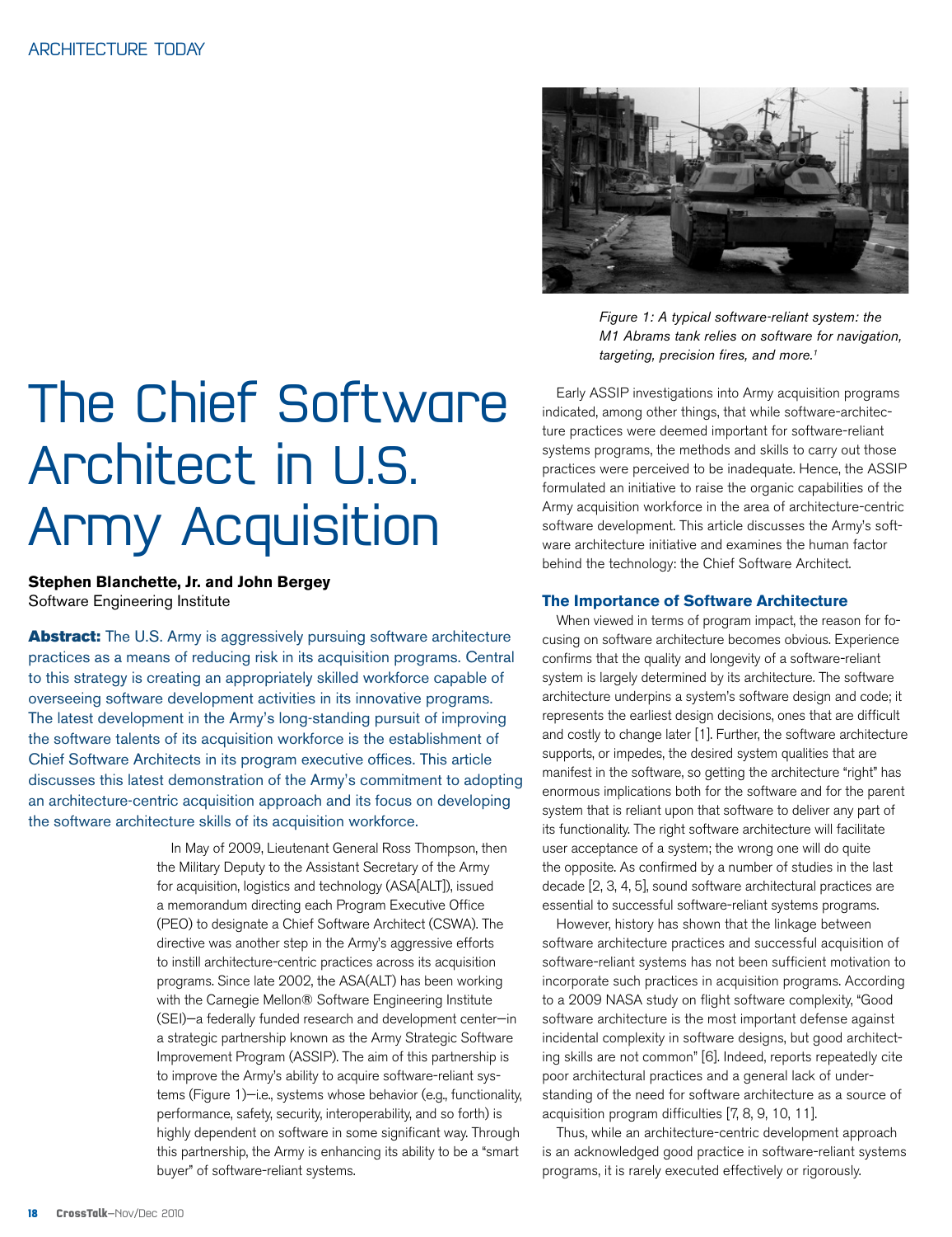# The Chief Software Architect in U.S. Army Acquisition

**Stephen Blanchette, Jr. and John Bergey**
Software Engineering Institute

**Abstract:** The U.S. Army is aggressively pursuing software architecture practices as a means of reducing risk in its acquisition programs. Central to this strategy is creating an appropriately skilled workforce capable of overseeing software development activities in its innovative programs. The latest development in the Army's long-standing pursuit of improving the software talents of its acquisition workforce is the establishment of Chief Software Architects in its program executive offices. This article discusses this latest demonstration of the Army's commitment to adopting an architecture-centric acquisition approach and its focus on developing the software architecture skills of its acquisition workforce.

In May of 2009, Lieutenant General Ross Thompson, then the Military Deputy to the Assistant Secretary of the Army for acquisition, logistics and technology (ASA[ALT]), issued a memorandum directing each Program Executive Office (PEO) to designate a Chief Software Architect (CSWA). The directive was another step in the Army's aggressive efforts to instill architecture-centric practices across its acquisition programs. Since late 2002, the ASA(ALT) has been working with the Carnegie Mellon® Software Engineering Institute (SEI)—a federally funded research and development center—in a strategic partnership known as the Army Strategic Software Improvement Program (ASSIP). The aim of this partnership is to improve the Army's ability to acquire software-reliant systems (Figure 1)—i.e., systems whose behavior (e.g., functionality, performance, safety, security, interoperability, and so forth) is highly dependent on software in some significant way. Through this partnership, the Army is enhancing its ability to be a "smart buyer" of software-reliant systems.

*Figure 1: A typical software-reliant system: the M1 Abrams tank relies on software for navigation, targeting, precision fires, and more.[1]*

Early ASSIP investigations into Army acquisition programs indicated, among other things, that while software-architecture practices were deemed important for software-reliant systems programs, the methods and skills to carry out those practices were perceived to be inadequate. Hence, the ASSIP formulated an initiative to raise the organic capabilities of the Army acquisition workforce in the area of architecture-centric software development. This article discusses the Army's software architecture initiative and examines the human factor behind the technology: the Chief Software Architect.

## The Importance of Software Architecture

When viewed in terms of program impact, the reason for focusing on software architecture becomes obvious. Experience confirms that the quality and longevity of a software-reliant system is largely determined by its architecture. The software architecture underpins a system's software design and code; it represents the earliest design decisions, ones that are difficult and costly to change later [1]. Further, the software architecture supports, or impedes, the desired system qualities that are manifest in the software, so getting the architecture "right" has enormous implications both for the software and for the parent system that is reliant upon that software to deliver any part of its functionality. The right software architecture will facilitate user acceptance of a system; the wrong one will do quite the opposite. As confirmed by a number of studies in the last decade [2, 3, 4, 5], sound software architectural practices are essential to successful software-reliant systems programs.

However, history has shown that the linkage between software architecture practices and successful acquisition of software-reliant systems has not been sufficient motivation to incorporate such practices in acquisition programs. According to a 2009 NASA study on flight software complexity, "Good software architecture is the most important defense against incidental complexity in software designs, but good architecting skills are not common" [6]. Indeed, reports repeatedly cite poor architectural practices and a general lack of understanding of the need for software architecture as a source of acquisition program difficulties [7, 8, 9, 10, 11].

Thus, while an architecture-centric development approach is an acknowledged good practice in software-reliant systems programs, it is rarely executed effectively or rigorously.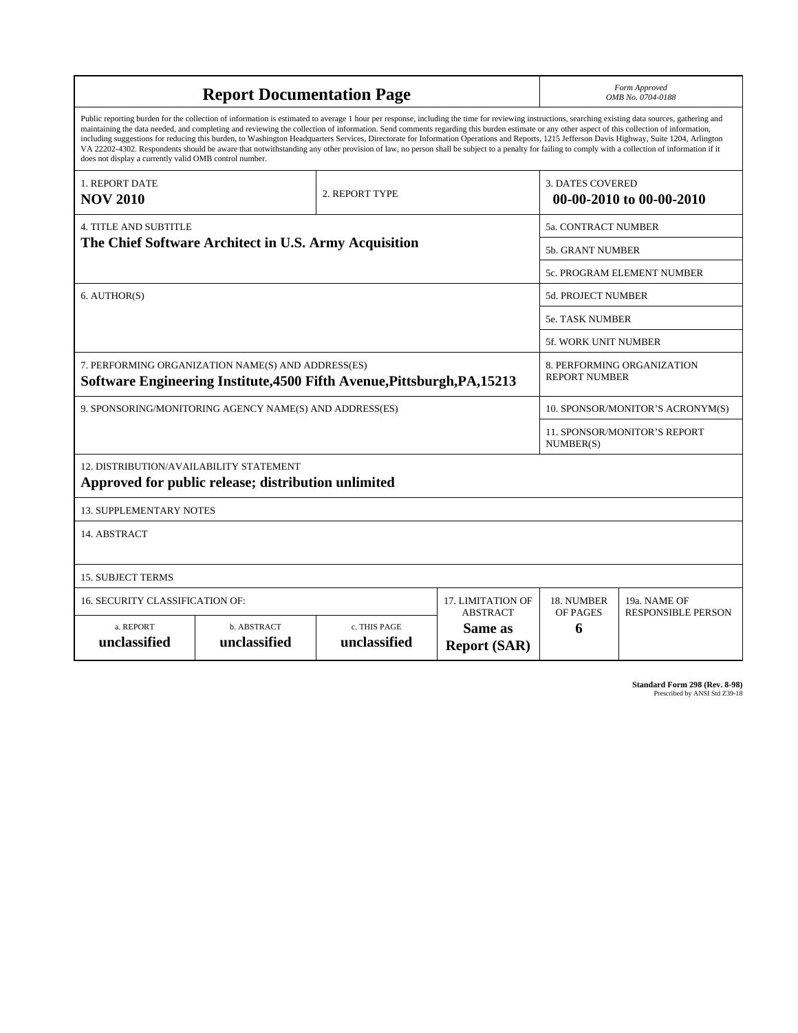# Report Documentation Page

*Form Approved*
*OMB No. 0704-0188*

Public reporting burden for the collection of information is estimated to average 1 hour per response, including the time for reviewing instructions, searching existing data sources, gathering and maintaining the data needed, and completing and reviewing the collection of information. Send comments regarding this burden estimate or any other aspect of this collection of information, including suggestions for reducing this burden, to Washington Headquarters Services, Directorate for Information Operations and Reports, 1215 Jefferson Davis Highway, Suite 1204, Arlington VA 22202-4302. Respondents should be aware that notwithstanding any other provision of law, no person shall be subject to a penalty for failing to comply with a collection of information if it does not display a currently valid OMB control number.

| 1. REPORT DATE | 2. REPORT TYPE | 3. DATES COVERED |
|---|---|---|
| **NOV 2010** | | **00-00-2010 to 00-00-2010** |

| 4. TITLE AND SUBTITLE | |
|---|---|
| **The Chief Software Architect in U.S. Army Acquisition** | 5a. CONTRACT NUMBER |
| | 5b. GRANT NUMBER |
| | 5c. PROGRAM ELEMENT NUMBER |
| 6. AUTHOR(S) | 5d. PROJECT NUMBER |
| | 5e. TASK NUMBER |
| | 5f. WORK UNIT NUMBER |
| 7. PERFORMING ORGANIZATION NAME(S) AND ADDRESS(ES) **Software Engineering Institute,4500 Fifth Avenue,Pittsburgh,PA,15213** | 8. PERFORMING ORGANIZATION REPORT NUMBER |
| 9. SPONSORING/MONITORING AGENCY NAME(S) AND ADDRESS(ES) | 10. SPONSOR/MONITOR'S ACRONYM(S) |
| | 11. SPONSOR/MONITOR'S REPORT NUMBER(S) |

12. DISTRIBUTION/AVAILABILITY STATEMENT

**Approved for public release; distribution unlimited**

13. SUPPLEMENTARY NOTES

14. ABSTRACT

15. SUBJECT TERMS

| 16. SECURITY CLASSIFICATION OF: | | | 17. LIMITATION OF ABSTRACT | 18. NUMBER OF PAGES | 19a. NAME OF RESPONSIBLE PERSON |
|---|---|---|---|---|---|
| a. REPORT | b. ABSTRACT | c. THIS PAGE | | | |
| **unclassified** | **unclassified** | **unclassified** | **Same as Report (SAR)** | **6** | |

**Standard Form 298 (Rev. 8-98)**
Prescribed by ANSI Std Z39-18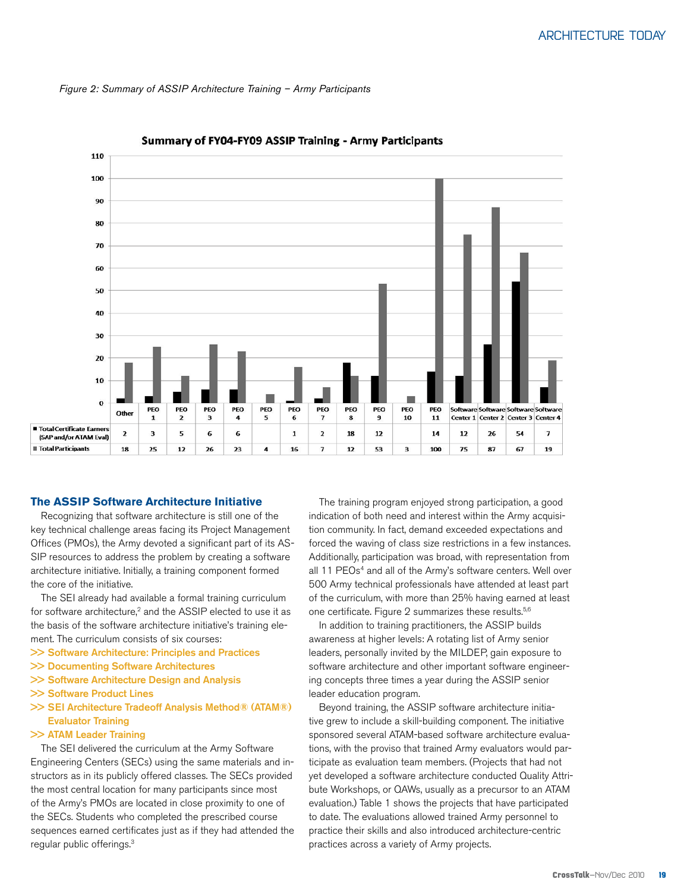*Figure 2: Summary of ASSIP Architecture Training – Army Participants*

**Summary of FY04-FY09 ASSIP Training - Army Participants**

| | Other | PEO 1 | PEO 2 | PEO 3 | PEO 4 | PEO 5 | PEO 6 | PEO 7 | PEO 8 | PEO 9 | PEO 10 | PEO 11 | Software Center 1 | Software Center 2 | Software Center 3 | Software Center 4 |
|---|---|---|---|---|---|---|---|---|---|---|---|---|---|---|---|---|
| Total Certificate Earners (SAP and/or ATAM Eval) | 2 | 3 | 5 | 6 | 6 | | 1 | 2 | 18 | 12 | | 14 | 12 | 26 | 54 | 7 |
| Total Participants | 18 | 25 | 12 | 26 | 23 | 4 | 16 | 7 | 12 | 53 | 3 | 100 | 75 | 87 | 67 | 19 |

## The ASSIP Software Architecture Initiative

Recognizing that software architecture is still one of the key technical challenge areas facing its Project Management Offices (PMOs), the Army devoted a significant part of its ASSIP resources to address the problem by creating a software architecture initiative. Initially, a training component formed the core of the initiative.

The SEI already had available a formal training curriculum for software architecture,[2] and the ASSIP elected to use it as the basis of the software architecture initiative's training element. The curriculum consists of six courses:

- Software Architecture: Principles and Practices
- Documenting Software Architectures
- Software Architecture Design and Analysis
- Software Product Lines
- SEI Architecture Tradeoff Analysis Method® (ATAM®) Evaluator Training
- ATAM Leader Training

The SEI delivered the curriculum at the Army Software Engineering Centers (SECs) using the same materials and instructors as in its publicly offered classes. The SECs provided the most central location for many participants since most of the Army's PMOs are located in close proximity to one of the SECs. Students who completed the prescribed course sequences earned certificates just as if they had attended the regular public offerings.[3]

The training program enjoyed strong participation, a good indication of both need and interest within the Army acquisition community. In fact, demand exceeded expectations and forced the waving of class size restrictions in a few instances. Additionally, participation was broad, with representation from all 11 PEOs[4] and all of the Army's software centers. Well over 500 Army technical professionals have attended at least part of the curriculum, with more than 25% having earned at least one certificate. Figure 2 summarizes these results.[5,6]

In addition to training practitioners, the ASSIP builds awareness at higher levels: A rotating list of Army senior leaders, personally invited by the MILDEP, gain exposure to software architecture and other important software engineering concepts three times a year during the ASSIP senior leader education program.

Beyond training, the ASSIP software architecture initiative grew to include a skill-building component. The initiative sponsored several ATAM-based software architecture evaluations, with the proviso that trained Army evaluators would participate as evaluation team members. (Projects that had not yet developed a software architecture conducted Quality Attribute Workshops, or QAWs, usually as a precursor to an ATAM evaluation.) Table 1 shows the projects that have participated to date. The evaluations allowed trained Army personnel to practice their skills and also introduced architecture-centric practices across a variety of Army projects.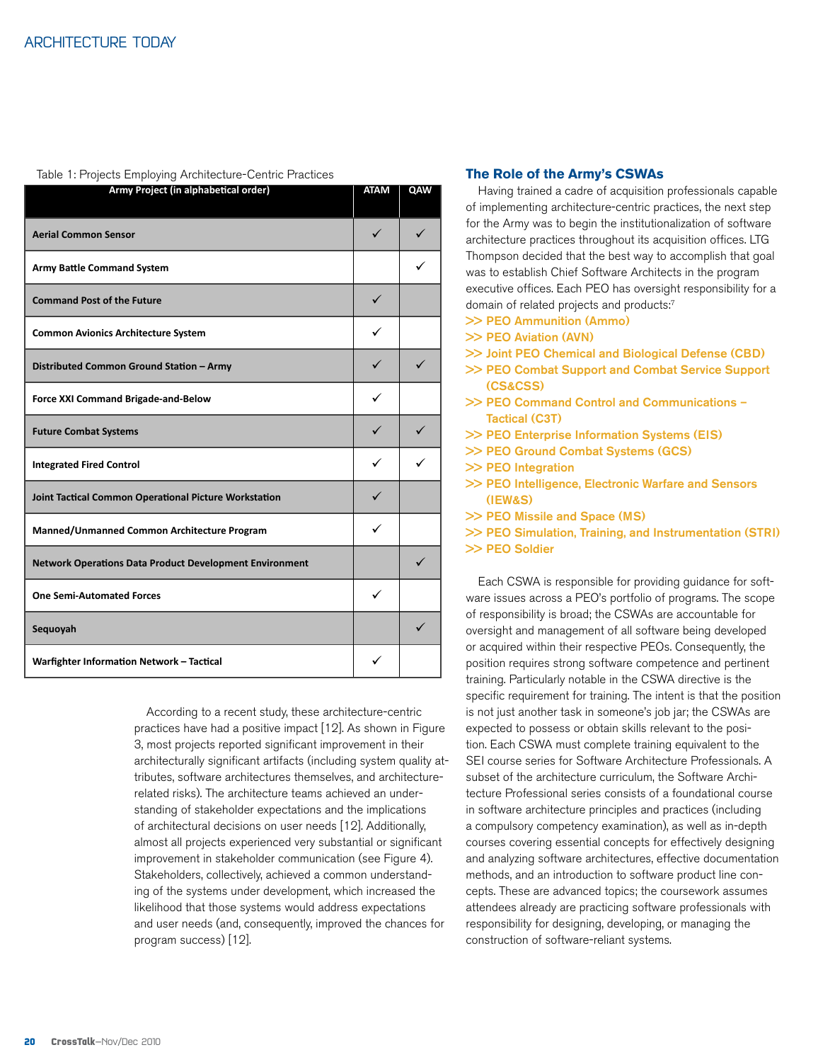Table 1: Projects Employing Architecture-Centric Practices

| Army Project (in alphabetical order) | ATAM | QAW |
|---|---|---|
| Aerial Common Sensor | ✓ | ✓ |
| Army Battle Command System | | ✓ |
| Command Post of the Future | ✓ | |
| Common Avionics Architecture System | ✓ | |
| Distributed Common Ground Station – Army | ✓ | ✓ |
| Force XXI Command Brigade-and-Below | ✓ | |
| Future Combat Systems | ✓ | ✓ |
| Integrated Fired Control | ✓ | ✓ |
| Joint Tactical Common Operational Picture Workstation | ✓ | |
| Manned/Unmanned Common Architecture Program | ✓ | |
| Network Operations Data Product Development Environment | | ✓ |
| One Semi-Automated Forces | ✓ | |
| Sequoyah | | ✓ |
| Warfighter Information Network – Tactical | ✓ | |

According to a recent study, these architecture-centric practices have had a positive impact [12]. As shown in Figure 3, most projects reported significant improvement in their architecturally significant artifacts (including system quality attributes, software architectures themselves, and architecture-related risks). The architecture teams achieved an understanding of stakeholder expectations and the implications of architectural decisions on user needs [12]. Additionally, almost all projects experienced very substantial or significant improvement in stakeholder communication (see Figure 4). Stakeholders, collectively, achieved a common understanding of the systems under development, which increased the likelihood that those systems would address expectations and user needs (and, consequently, improved the chances for program success) [12].

## The Role of the Army's CSWAs

Having trained a cadre of acquisition professionals capable of implementing architecture-centric practices, the next step for the Army was to begin the institutionalization of software architecture practices throughout its acquisition offices. LTG Thompson decided that the best way to accomplish that goal was to establish Chief Software Architects in the program executive offices. Each PEO has oversight responsibility for a domain of related projects and products:[7]

- PEO Ammunition (Ammo)
- PEO Aviation (AVN)
- Joint PEO Chemical and Biological Defense (CBD)
- PEO Combat Support and Combat Service Support (CS&CSS)
- PEO Command Control and Communications – Tactical (C3T)
- PEO Enterprise Information Systems (EIS)
- PEO Ground Combat Systems (GCS)
- PEO Integration
- PEO Intelligence, Electronic Warfare and Sensors (IEW&S)
- PEO Missile and Space (MS)
- PEO Simulation, Training, and Instrumentation (STRI)
- PEO Soldier

Each CSWA is responsible for providing guidance for software issues across a PEO's portfolio of programs. The scope of responsibility is broad; the CSWAs are accountable for oversight and management of all software being developed or acquired within their respective PEOs. Consequently, the position requires strong software competence and pertinent training. Particularly notable in the CSWA directive is the specific requirement for training. The intent is that the position is not just another task in someone's job jar; the CSWAs are expected to possess or obtain skills relevant to the position. Each CSWA must complete training equivalent to the SEI course series for Software Architecture Professionals. A subset of the architecture curriculum, the Software Architecture Professional series consists of a foundational course in software architecture principles and practices (including a compulsory competency examination), as well as in-depth courses covering essential concepts for effectively designing and analyzing software architectures, effective documentation methods, and an introduction to software product line concepts. These are advanced topics; the coursework assumes attendees already are practicing software professionals with responsibility for designing, developing, or managing the construction of software-reliant systems.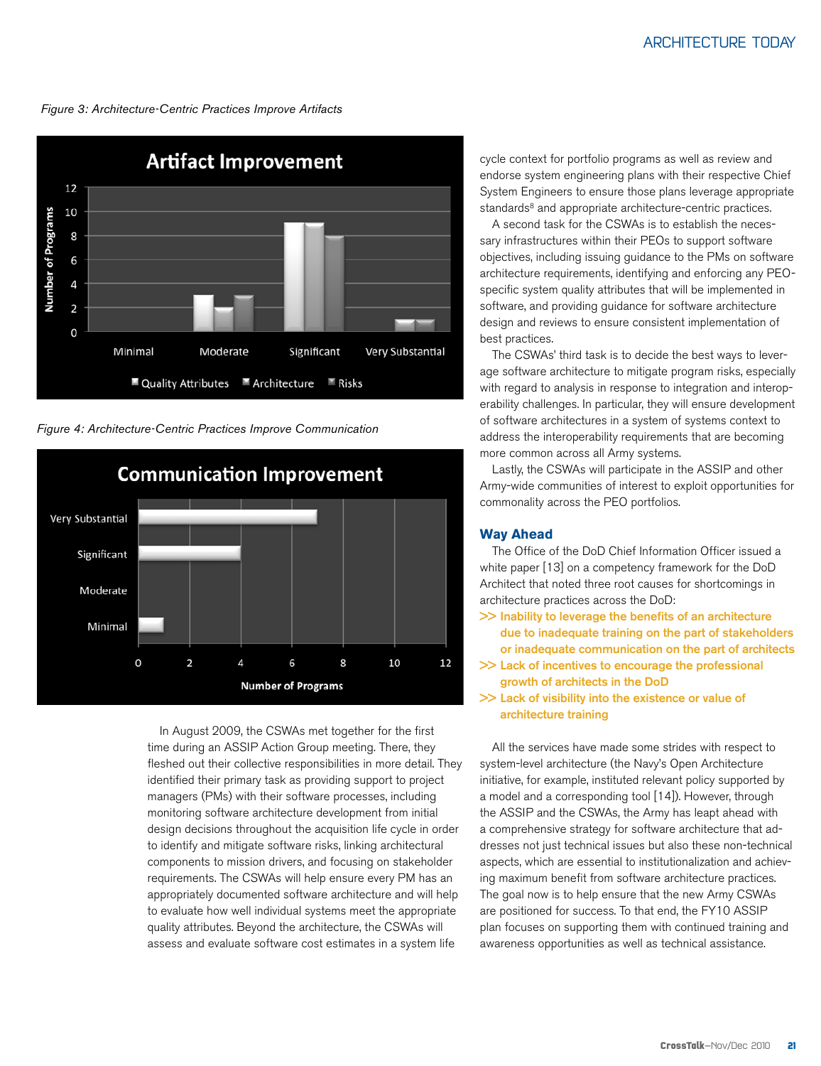*Figure 3: Architecture-Centric Practices Improve Artifacts*

*Figure 4: Architecture-Centric Practices Improve Communication*

In August 2009, the CSWAs met together for the first time during an ASSIP Action Group meeting. There, they fleshed out their collective responsibilities in more detail. They identified their primary task as providing support to project managers (PMs) with their software processes, including monitoring software architecture development from initial design decisions throughout the acquisition life cycle in order to identify and mitigate software risks, linking architectural components to mission drivers, and focusing on stakeholder requirements. The CSWAs will help ensure every PM has an appropriately documented software architecture and will help to evaluate how well individual systems meet the appropriate quality attributes. Beyond the architecture, the CSWAs will assess and evaluate software cost estimates in a system life cycle context for portfolio programs as well as review and endorse system engineering plans with their respective Chief System Engineers to ensure those plans leverage appropriate standards[8] and appropriate architecture-centric practices.

A second task for the CSWAs is to establish the necessary infrastructures within their PEOs to support software objectives, including issuing guidance to the PMs on software architecture requirements, identifying and enforcing any PEO-specific system quality attributes that will be implemented in software, and providing guidance for software architecture design and reviews to ensure consistent implementation of best practices.

The CSWAs' third task is to decide the best ways to leverage software architecture to mitigate program risks, especially with regard to analysis in response to integration and interoperability challenges. In particular, they will ensure development of software architectures in a system of systems context to address the interoperability requirements that are becoming more common across all Army systems.

Lastly, the CSWAs will participate in the ASSIP and other Army-wide communities of interest to exploit opportunities for commonality across the PEO portfolios.

## Way Ahead

The Office of the DoD Chief Information Officer issued a white paper [13] on a competency framework for the DoD Architect that noted three root causes for shortcomings in architecture practices across the DoD:

- **Inability to leverage the benefits of an architecture due to inadequate training on the part of stakeholders or inadequate communication on the part of architects**
- **Lack of incentives to encourage the professional growth of architects in the DoD**
- **Lack of visibility into the existence or value of architecture training**

All the services have made some strides with respect to system-level architecture (the Navy's Open Architecture initiative, for example, instituted relevant policy supported by a model and a corresponding tool [14]). However, through the ASSIP and the CSWAs, the Army has leapt ahead with a comprehensive strategy for software architecture that addresses not just technical issues but also these non-technical aspects, which are essential to institutionalization and achieving maximum benefit from software architecture practices. The goal now is to help ensure that the new Army CSWAs are positioned for success. To that end, the FY10 ASSIP plan focuses on supporting them with continued training and awareness opportunities as well as technical assistance.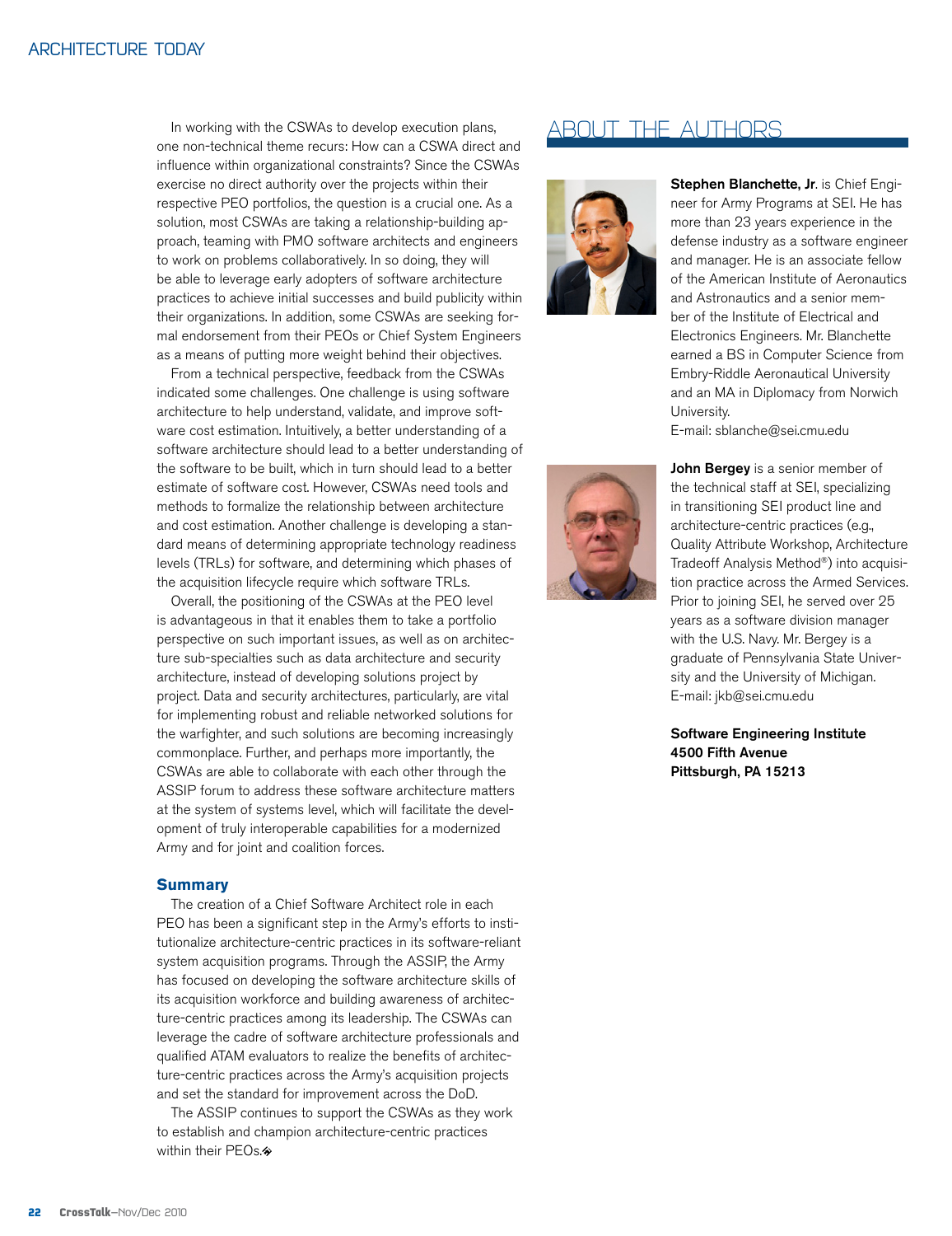In working with the CSWAs to develop execution plans, one non-technical theme recurs: How can a CSWA direct and influence within organizational constraints? Since the CSWAs exercise no direct authority over the projects within their respective PEO portfolios, the question is a crucial one. As a solution, most CSWAs are taking a relationship-building approach, teaming with PMO software architects and engineers to work on problems collaboratively. In so doing, they will be able to leverage early adopters of software architecture practices to achieve initial successes and build publicity within their organizations. In addition, some CSWAs are seeking formal endorsement from their PEOs or Chief System Engineers as a means of putting more weight behind their objectives.

From a technical perspective, feedback from the CSWAs indicated some challenges. One challenge is using software architecture to help understand, validate, and improve software cost estimation. Intuitively, a better understanding of a software architecture should lead to a better understanding of the software to be built, which in turn should lead to a better estimate of software cost. However, CSWAs need tools and methods to formalize the relationship between architecture and cost estimation. Another challenge is developing a standard means of determining appropriate technology readiness levels (TRLs) for software, and determining which phases of the acquisition lifecycle require which software TRLs.

Overall, the positioning of the CSWAs at the PEO level is advantageous in that it enables them to take a portfolio perspective on such important issues, as well as on architecture sub-specialties such as data architecture and security architecture, instead of developing solutions project by project. Data and security architectures, particularly, are vital for implementing robust and reliable networked solutions for the warfighter, and such solutions are becoming increasingly commonplace. Further, and perhaps more importantly, the CSWAs are able to collaborate with each other through the ASSIP forum to address these software architecture matters at the system of systems level, which will facilitate the development of truly interoperable capabilities for a modernized Army and for joint and coalition forces.

### Summary

The creation of a Chief Software Architect role in each PEO has been a significant step in the Army's efforts to institutionalize architecture-centric practices in its software-reliant system acquisition programs. Through the ASSIP, the Army has focused on developing the software architecture skills of its acquisition workforce and building awareness of architecture-centric practices among its leadership. The CSWAs can leverage the cadre of software architecture professionals and qualified ATAM evaluators to realize the benefits of architecture-centric practices across the Army's acquisition projects and set the standard for improvement across the DoD.

The ASSIP continues to support the CSWAs as they work to establish and champion architecture-centric practices within their PEOs.

## About the Authors

**Stephen Blanchette, Jr**. is Chief Engineer for Army Programs at SEI. He has more than 23 years experience in the defense industry as a software engineer and manager. He is an associate fellow of the American Institute of Aeronautics and Astronautics and a senior member of the Institute of Electrical and Electronics Engineers. Mr. Blanchette earned a BS in Computer Science from Embry-Riddle Aeronautical University and an MA in Diplomacy from Norwich University.
E-mail: sblanche@sei.cmu.edu

**John Bergey** is a senior member of the technical staff at SEI, specializing in transitioning SEI product line and architecture-centric practices (e.g., Quality Attribute Workshop, Architecture Tradeoff Analysis Method®) into acquisition practice across the Armed Services. Prior to joining SEI, he served over 25 years as a software division manager with the U.S. Navy. Mr. Bergey is a graduate of Pennsylvania State University and the University of Michigan.
E-mail: jkb@sei.cmu.edu

**Software Engineering Institute**
**4500 Fifth Avenue**
**Pittsburgh, PA 15213**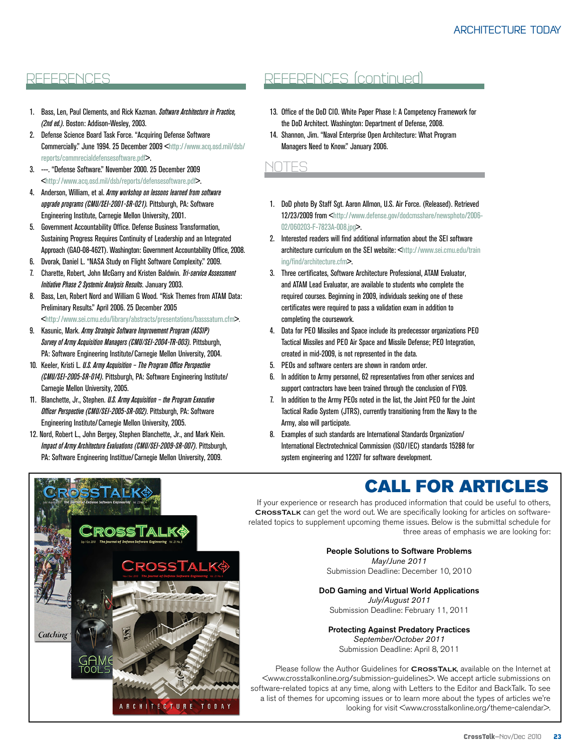## REFERENCES

1. Bass, Len, Paul Clements, and Rick Kazman. *Software Architecture in Practice, (2nd ed.).* Boston: Addison-Wesley, 2003.
2. Defense Science Board Task Force. "Acquiring Defense Software Commercially." June 1994. 25 December 2009 <http://www.acq.osd.mil/dsb/reports/commrecialdefensesoftware.pdf>.
3. ---. "Defense Software." November 2000. 25 December 2009 <http://www.acq.osd.mil/dsb/reports/defensesoftware.pdf>.
4. Anderson, William, et al. *Army workshop on lessons learned from software upgrade programs (CMU/SEI-2001-SR-021).* Pittsburgh, PA: Software Engineering Institute, Carnegie Mellon University, 2001.
5. Government Accountability Office. Defense Business Transformation, Sustaining Progress Requires Continuity of Leadership and an Integrated Approach (GAO-08-462T). Washington: Government Accountability Office, 2008.
6. Dvorak, Daniel L. "NASA Study on Flight Software Complexity." 2009.
7. Charette, Robert, John McGarry and Kristen Baldwin. *Tri-service Assessment Initiative Phase 2 Systemic Analysis Results*. January 2003.
8. Bass, Len, Robert Nord and William G Wood. "Risk Themes from ATAM Data: Preliminary Results." April 2006. 25 December 2005 <http://www.sei.cmu.edu/library/abstracts/presentations/basssaturn.cfm>.
9. Kasunic, Mark. *Army Strategic Software Improvement Program (ASSIP) Survey of Army Acquisition Managers (CMU/SEI-2004-TR-003).* Pittsburgh, PA: Software Engineering Institute/Carnegie Mellon University, 2004.
10. Keeler, Kristi L. *U.S. Army Acquisition – The Program Office Perspective (CMU/SEI-2005-SR-014).* Pittsburgh, PA: Software Engineering Institute/Carnegie Mellon University, 2005.
11. Blanchette, Jr., Stephen. *U.S. Army Acquisition – the Program Executive Officer Perspective (CMU/SEI-2005-SR-002).* Pittsburgh, PA: Software Engineering Institute/Carnegie Mellon University, 2005.
12. Nord, Robert L., John Bergey, Stephen Blanchette, Jr., and Mark Klein. *Impact of Army Architecture Evaluations (CMU/SEI-2009-SR-007).* Pittsburgh, PA: Software Engineering Instittue/Carnegie Mellon University, 2009.

## REFERENCES (continued)

13. Office of the DoD CIO. White Paper Phase I: A Competency Framework for the DoD Architect. Washington: Department of Defense, 2008.
14. Shannon, Jim. "Naval Enterprise Open Architecture: What Program Managers Need to Know." January 2006.

## NOTES

1. DoD photo By Staff Sgt. Aaron Allmon, U.S. Air Force. (Released). Retrieved 12/23/2009 from <http://www.defense.gov/dodcmsshare/newsphoto/2006-02/060203-F-7823A-008.jpg>.
2. Interested readers will find additional information about the SEI software architecture curriculum on the SEI website: <http://www.sei.cmu.edu/training/find/architecture.cfm>.
3. Three certificates, Software Architecture Professional, ATAM Evaluator, and ATAM Lead Evaluator, are available to students who complete the required courses. Beginning in 2009, individuals seeking one of these certificates were required to pass a validation exam in addition to completing the coursework.
4. Data for PEO Missiles and Space include its predecessor organizations PEO Tactical Missiles and PEO Air Space and Missile Defense; PEO Integration, created in mid-2009, is not represented in the data.
5. PEOs and software centers are shown in random order.
6. In addition to Army personnel, 62 representatives from other services and support contractors have been trained through the conclusion of FY09.
7. In addition to the Army PEOs noted in the list, the Joint PEO for the Joint Tactical Radio System (JTRS), currently transitioning from the Navy to the Army, also will participate.
8. Examples of such standards are International Standards Organization/International Electrotechnical Commission (ISO/IEC) standards 15288 for system engineering and 12207 for software development.

# CALL FOR ARTICLES

If your experience or research has produced information that could be useful to others, CrossTalk can get the word out. We are specifically looking for articles on software-related topics to supplement upcoming theme issues. Below is the submittal schedule for three areas of emphasis we are looking for:

**People Solutions to Software Problems**
*May/June 2011*
Submission Deadline: December 10, 2010

**DoD Gaming and Virtual World Applications**
*July/August 2011*
Submission Deadline: February 11, 2011

**Protecting Against Predatory Practices**
*September/October 2011*
Submission Deadline: April 8, 2011

Please follow the Author Guidelines for CrossTalk, available on the Internet at <www.crosstalkonline.org/submission-guidelines>. We accept article submissions on software-related topics at any time, along with Letters to the Editor and BackTalk. To see a list of themes for upcoming issues or to learn more about the types of articles we're looking for visit <www.crosstalkonline.org/theme-calendar>.